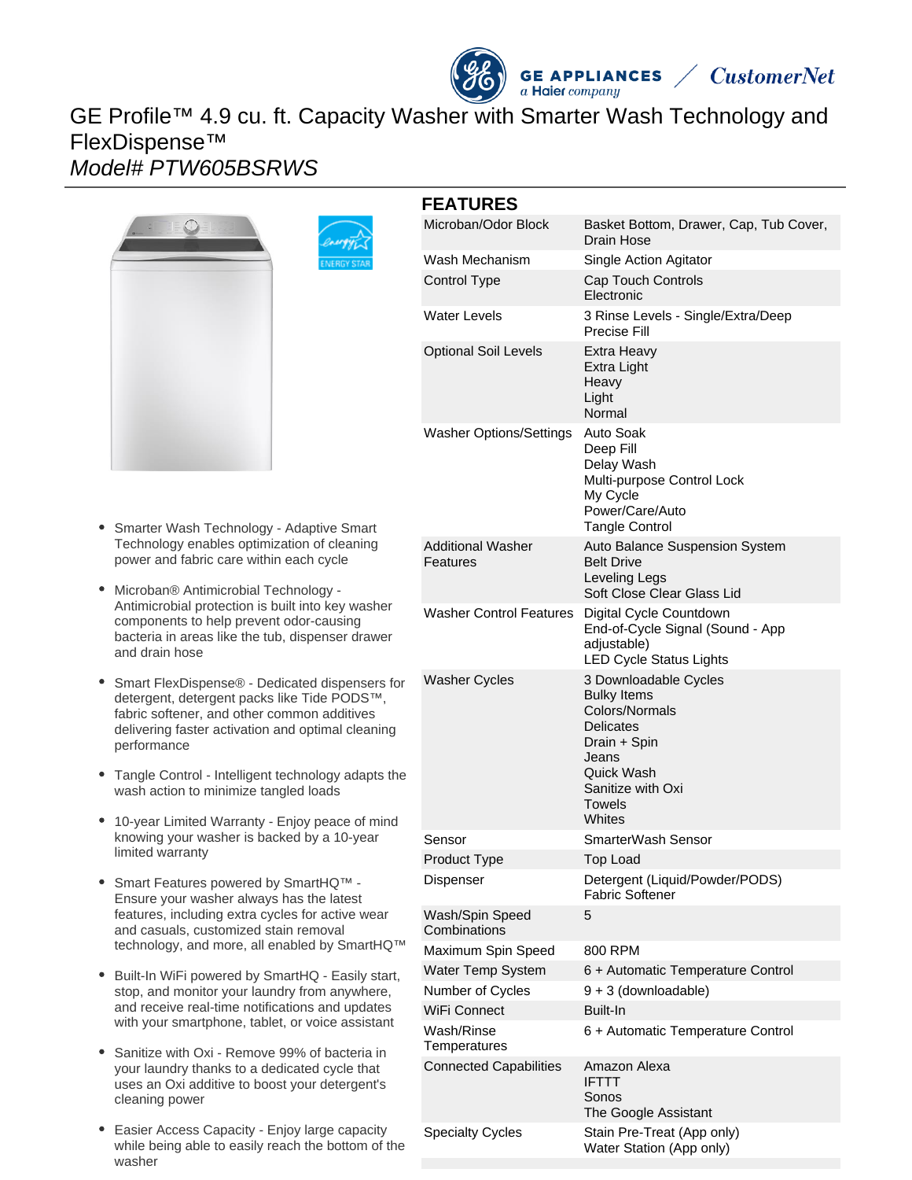# GE Profile™ 4.9 cu. ft. Capacity Washer with Smarter Wash Technology and FlexDispense™

*Model# PTW605BSRWS*

- Smarter Wash Technology - Adaptive Smart Technology enables optimization of cleaning power and fabric care within each cycle
- Microban® Antimicrobial Technology - Antimicrobial protection is built into key washer components to help prevent odor-causing bacteria in areas like the tub, dispenser drawer and drain hose
- Smart FlexDispense® - Dedicated dispensers for detergent, detergent packs like Tide PODS™, fabric softener, and other common additives delivering faster activation and optimal cleaning performance
- Tangle Control - Intelligent technology adapts the wash action to minimize tangled loads
- 10-year Limited Warranty - Enjoy peace of mind knowing your washer is backed by a 10-year limited warranty
- Smart Features powered by SmartHQ™ - Ensure your washer always has the latest features, including extra cycles for active wear and casuals, customized stain removal technology, and more, all enabled by SmartHQ™
- Built-In WiFi powered by SmartHQ - Easily start, stop, and monitor your laundry from anywhere, and receive real-time notifications and updates with your smartphone, tablet, or voice assistant
- Sanitize with Oxi - Remove 99% of bacteria in your laundry thanks to a dedicated cycle that uses an Oxi additive to boost your detergent's cleaning power
- Easier Access Capacity - Enjoy large capacity while being able to easily reach the bottom of the washer

## FEATURES

| | |
|---|---|
| Microban/Odor Block | Basket Bottom, Drawer, Cap, Tub Cover, Drain Hose |
| Wash Mechanism | Single Action Agitator |
| Control Type | Cap Touch Controls<br>Electronic |
| Water Levels | 3 Rinse Levels - Single/Extra/Deep<br>Precise Fill |
| Optional Soil Levels | Extra Heavy<br>Extra Light<br>Heavy<br>Light<br>Normal |
| Washer Options/Settings | Auto Soak<br>Deep Fill<br>Delay Wash<br>Multi-purpose Control Lock<br>My Cycle<br>Power/Care/Auto<br>Tangle Control |
| Additional Washer Features | Auto Balance Suspension System<br>Belt Drive<br>Leveling Legs<br>Soft Close Clear Glass Lid |
| Washer Control Features | Digital Cycle Countdown<br>End-of-Cycle Signal (Sound - App adjustable)<br>LED Cycle Status Lights |
| Washer Cycles | 3 Downloadable Cycles<br>Bulky Items<br>Colors/Normals<br>Delicates<br>Drain + Spin<br>Jeans<br>Quick Wash<br>Sanitize with Oxi<br>Towels<br>Whites |
| Sensor | SmarterWash Sensor |
| Product Type | Top Load |
| Dispenser | Detergent (Liquid/Powder/PODS)<br>Fabric Softener |
| Wash/Spin Speed Combinations | 5 |
| Maximum Spin Speed | 800 RPM |
| Water Temp System | 6 + Automatic Temperature Control |
| Number of Cycles | 9 + 3 (downloadable) |
| WiFi Connect | Built-In |
| Wash/Rinse Temperatures | 6 + Automatic Temperature Control |
| Connected Capabilities | Amazon Alexa<br>IFTTT<br>Sonos<br>The Google Assistant |
| Specialty Cycles | Stain Pre-Treat (App only)<br>Water Station (App only) |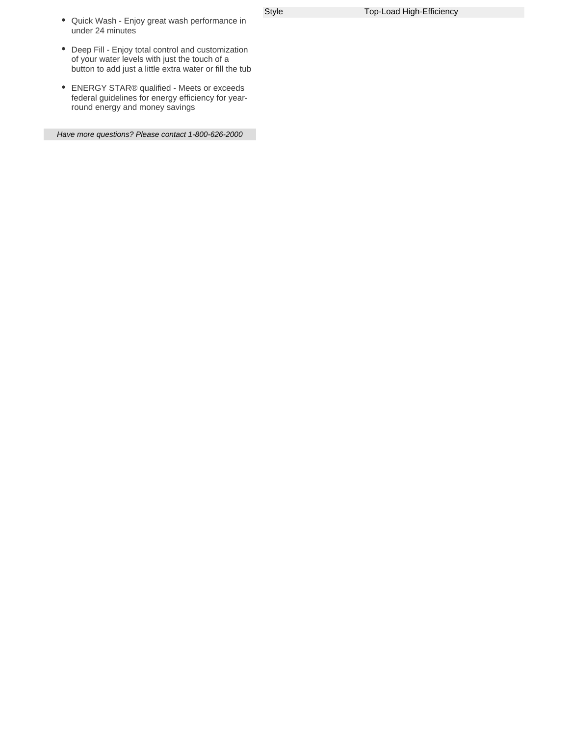- Quick Wash - Enjoy great wash performance in under 24 minutes
- Deep Fill - Enjoy total control and customization of your water levels with just the touch of a button to add just a little extra water or fill the tub
- ENERGY STAR® qualified - Meets or exceeds federal guidelines for energy efficiency for year-round energy and money savings

*Have more questions? Please contact 1-800-626-2000*

| Style | Top-Load High-Efficiency |
|---|---|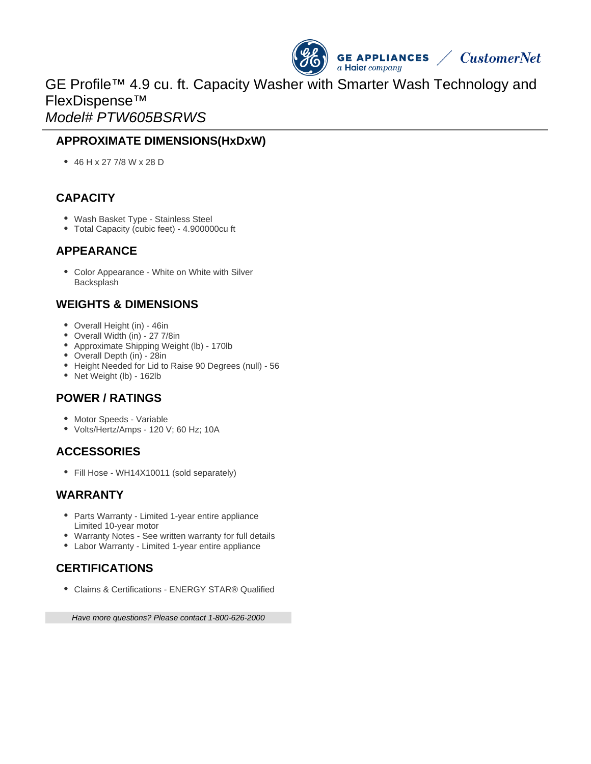# GE Profile™ 4.9 cu. ft. Capacity Washer with Smarter Wash Technology and FlexDispense™

*Model# PTW605BSRWS*

## APPROXIMATE DIMENSIONS(HxDxW)

- 46 H x 27 7/8 W x 28 D

## CAPACITY

- Wash Basket Type - Stainless Steel
- Total Capacity (cubic feet) - 4.900000cu ft

## APPEARANCE

- Color Appearance - White on White with Silver Backsplash

## WEIGHTS & DIMENSIONS

- Overall Height (in) - 46in
- Overall Width (in) - 27 7/8in
- Approximate Shipping Weight (lb) - 170lb
- Overall Depth (in) - 28in
- Height Needed for Lid to Raise 90 Degrees (null) - 56
- Net Weight (lb) - 162lb

## POWER / RATINGS

- Motor Speeds - Variable
- Volts/Hertz/Amps - 120 V; 60 Hz; 10A

## ACCESSORIES

- Fill Hose - WH14X10011 (sold separately)

## WARRANTY

- Parts Warranty - Limited 1-year entire appliance Limited 10-year motor
- Warranty Notes - See written warranty for full details
- Labor Warranty - Limited 1-year entire appliance

## CERTIFICATIONS

- Claims & Certifications - ENERGY STAR® Qualified

*Have more questions? Please contact 1-800-626-2000*